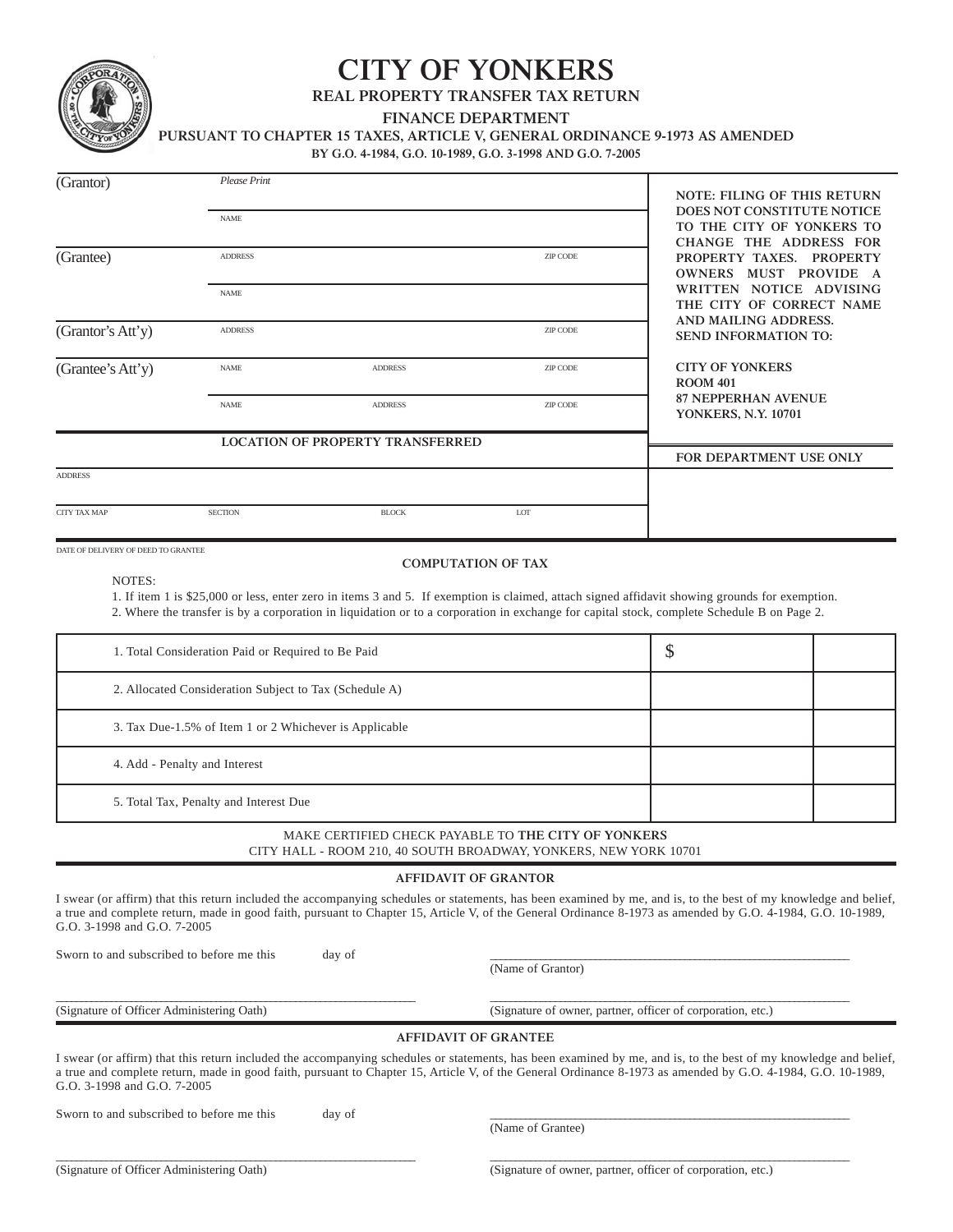# CITY OF YONKERS

## REAL PROPERTY TRANSFER TAX RETURN

### FINANCE DEPARTMENT

**PURSUANT TO CHAPTER 15 TAXES, ARTICLE V, GENERAL ORDINANCE 9-1973 AS AMENDED BY G.O. 4-1984, G.O. 10-1989, G.O. 3-1998 AND G.O. 7-2005**

| | *Please Print* | | |
|---|---|---|---|
| (Grantor) | NAME | | |
| | ADDRESS | | ZIP CODE |
| (Grantee) | NAME | | |
| | ADDRESS | | ZIP CODE |
| (Grantor's Att'y) | NAME | ADDRESS | ZIP CODE |
| (Grantee's Att'y) | NAME | ADDRESS | ZIP CODE |

**NOTE: FILING OF THIS RETURN DOES NOT CONSTITUTE NOTICE TO THE CITY OF YONKERS TO CHANGE THE ADDRESS FOR PROPERTY TAXES. PROPERTY OWNERS MUST PROVIDE A WRITTEN NOTICE ADVISING THE CITY OF CORRECT NAME AND MAILING ADDRESS. SEND INFORMATION TO:**

**CITY OF YONKERS**
**ROOM 401**
**87 NEPPERHAN AVENUE**
**YONKERS, N.Y. 10701**

**FOR DEPARTMENT USE ONLY**

### LOCATION OF PROPERTY TRANSFERRED

| ADDRESS | | | |
|---|---|---|---|
| CITY TAX MAP | SECTION | BLOCK | LOT |

DATE OF DELIVERY OF DEED TO GRANTEE

### COMPUTATION OF TAX

NOTES:

1. If item 1 is $25,000 or less, enter zero in items 3 and 5. If exemption is claimed, attach signed affidavit showing grounds for exemption.
2. Where the transfer is by a corporation in liquidation or to a corporation in exchange for capital stock, complete Schedule B on Page 2.

| | | |
|---|---|---|
| 1. Total Consideration Paid or Required to Be Paid | $ | |
| 2. Allocated Consideration Subject to Tax (Schedule A) | | |
| 3. Tax Due-1.5% of Item 1 or 2 Whichever is Applicable | | |
| 4. Add - Penalty and Interest | | |
| 5. Total Tax, Penalty and Interest Due | | |

MAKE CERTIFIED CHECK PAYABLE TO **THE CITY OF YONKERS**
CITY HALL - ROOM 210, 40 SOUTH BROADWAY, YONKERS, NEW YORK 10701

### AFFIDAVIT OF GRANTOR

I swear (or affirm) that this return included the accompanying schedules or statements, has been examined by me, and is, to the best of my knowledge and belief, a true and complete return, made in good faith, pursuant to Chapter 15, Article V, of the General Ordinance 8-1973 as amended by G.O. 4-1984, G.O. 10-1989, G.O. 3-1998 and G.O. 7-2005

Sworn to and subscribed to before me this ______ day of ______

______________________________
(Name of Grantor)

______________________________
(Signature of Officer Administering Oath)

______________________________
(Signature of owner, partner, officer of corporation, etc.)

### AFFIDAVIT OF GRANTEE

I swear (or affirm) that this return included the accompanying schedules or statements, has been examined by me, and is, to the best of my knowledge and belief, a true and complete return, made in good faith, pursuant to Chapter 15, Article V, of the General Ordinance 8-1973 as amended by G.O. 4-1984, G.O. 10-1989, G.O. 3-1998 and G.O. 7-2005

Sworn to and subscribed to before me this ______ day of ______

______________________________
(Name of Grantee)

______________________________
(Signature of Officer Administering Oath)

______________________________
(Signature of owner, partner, officer of corporation, etc.)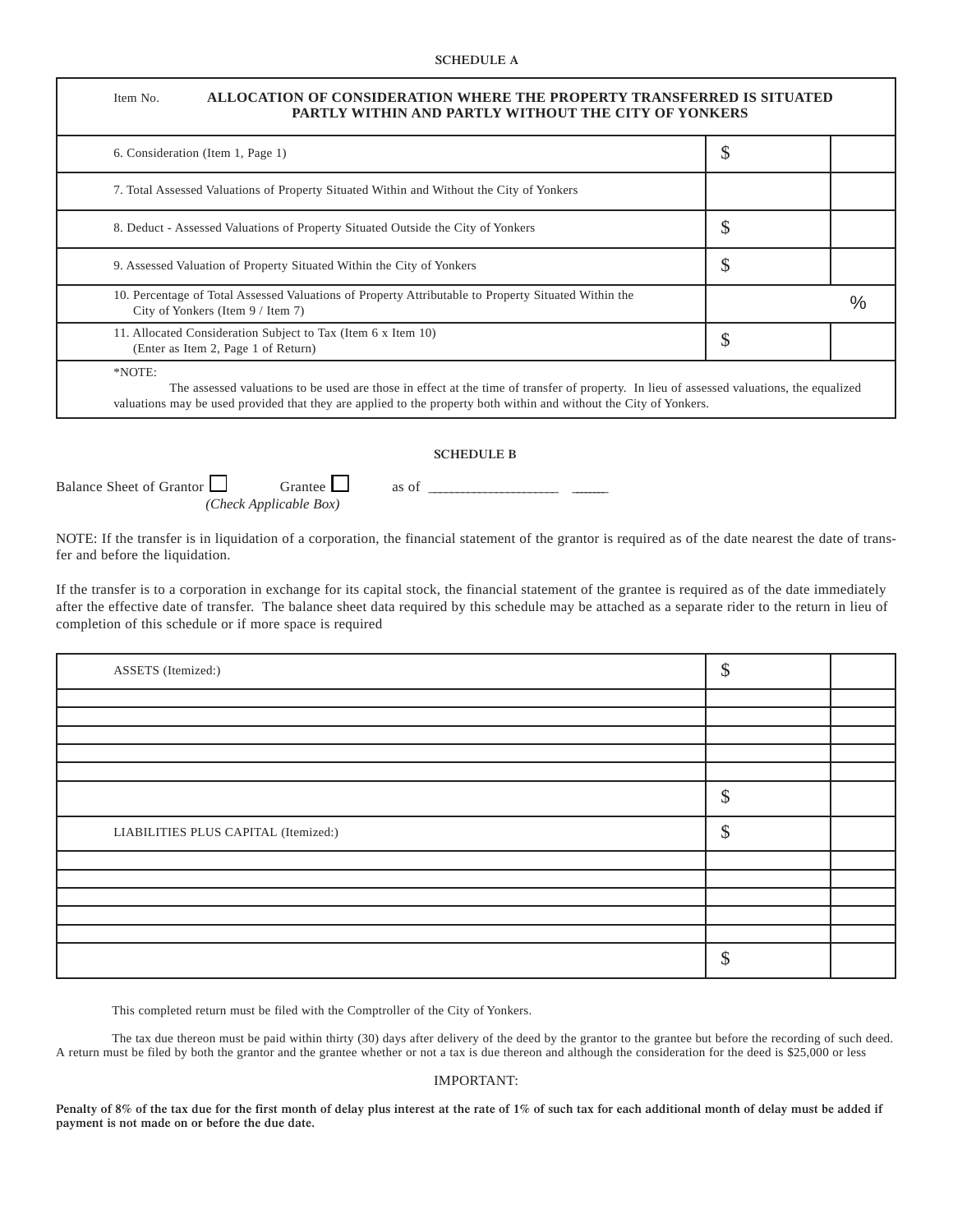## SCHEDULE A

| Item No. ALLOCATION OF CONSIDERATION WHERE THE PROPERTY TRANSFERRED IS SITUATED PARTLY WITHIN AND PARTLY WITHOUT THE CITY OF YONKERS | | |
|---|---|---|
| 6. Consideration (Item 1, Page 1) | $ | |
| 7. Total Assessed Valuations of Property Situated Within and Without the City of Yonkers | | |
| 8. Deduct - Assessed Valuations of Property Situated Outside the City of Yonkers | $ | |
| 9. Assessed Valuation of Property Situated Within the City of Yonkers | $ | |
| 10. Percentage of Total Assessed Valuations of Property Attributable to Property Situated Within the City of Yonkers (Item 9 / Item 7) | | % |
| 11. Allocated Consideration Subject to Tax (Item 6 x Item 10) (Enter as Item 2, Page 1 of Return) | $ | |

*NOTE:
The assessed valuations to be used are those in effect at the time of transfer of property. In lieu of assessed valuations, the equalized valuations may be used provided that they are applied to the property both within and without the City of Yonkers.

## SCHEDULE B

Balance Sheet of Grantor ☐ Grantee ☐ as of ____________________ ______
*(Check Applicable Box)*

NOTE: If the transfer is in liquidation of a corporation, the financial statement of the grantor is required as of the date nearest the date of transfer and before the liquidation.

If the transfer is to a corporation in exchange for its capital stock, the financial statement of the grantee is required as of the date immediately after the effective date of transfer. The balance sheet data required by this schedule may be attached as a separate rider to the return in lieu of completion of this schedule or if more space is required

| | | |
|---|---|---|
| ASSETS (Itemized:) | $ | |
| | | |
| | | |
| | | |
| | | |
| | | |
| | $ | |
| LIABILITIES PLUS CAPITAL (Itemized:) | $ | |
| | | |
| | | |
| | | |
| | | |
| | | |
| | $ | |

This completed return must be filed with the Comptroller of the City of Yonkers.

The tax due thereon must be paid within thirty (30) days after delivery of the deed by the grantor to the grantee but before the recording of such deed. A return must be filed by both the grantor and the grantee whether or not a tax is due thereon and although the consideration for the deed is $25,000 or less

IMPORTANT:

**Penalty of 8% of the tax due for the first month of delay plus interest at the rate of 1% of such tax for each additional month of delay must be added if payment is not made on or before the due date.**